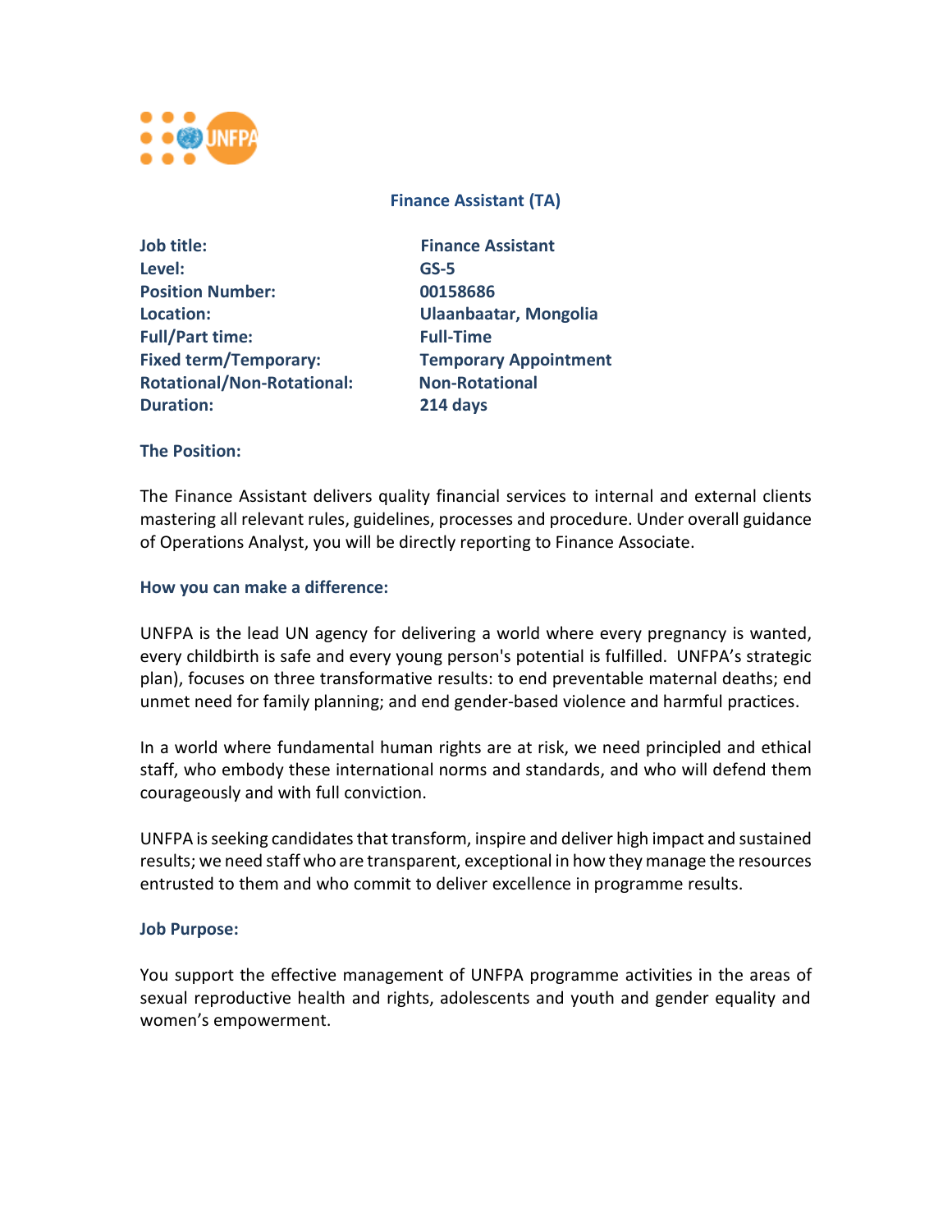# Finance Assistant (TA)

| | |
|---|---|
| **Job title:** | **Finance Assistant** |
| **Level:** | **GS-5** |
| **Position Number:** | **00158686** |
| **Location:** | **Ulaanbaatar, Mongolia** |
| **Full/Part time:** | **Full-Time** |
| **Fixed term/Temporary:** | **Temporary Appointment** |
| **Rotational/Non-Rotational:** | **Non-Rotational** |
| **Duration:** | **214 days** |

## The Position:

The Finance Assistant delivers quality financial services to internal and external clients mastering all relevant rules, guidelines, processes and procedure. Under overall guidance of Operations Analyst, you will be directly reporting to Finance Associate.

## How you can make a difference:

UNFPA is the lead UN agency for delivering a world where every pregnancy is wanted, every childbirth is safe and every young person's potential is fulfilled. UNFPA's strategic plan), focuses on three transformative results: to end preventable maternal deaths; end unmet need for family planning; and end gender-based violence and harmful practices.

In a world where fundamental human rights are at risk, we need principled and ethical staff, who embody these international norms and standards, and who will defend them courageously and with full conviction.

UNFPA is seeking candidates that transform, inspire and deliver high impact and sustained results; we need staff who are transparent, exceptional in how they manage the resources entrusted to them and who commit to deliver excellence in programme results.

## Job Purpose:

You support the effective management of UNFPA programme activities in the areas of sexual reproductive health and rights, adolescents and youth and gender equality and women's empowerment.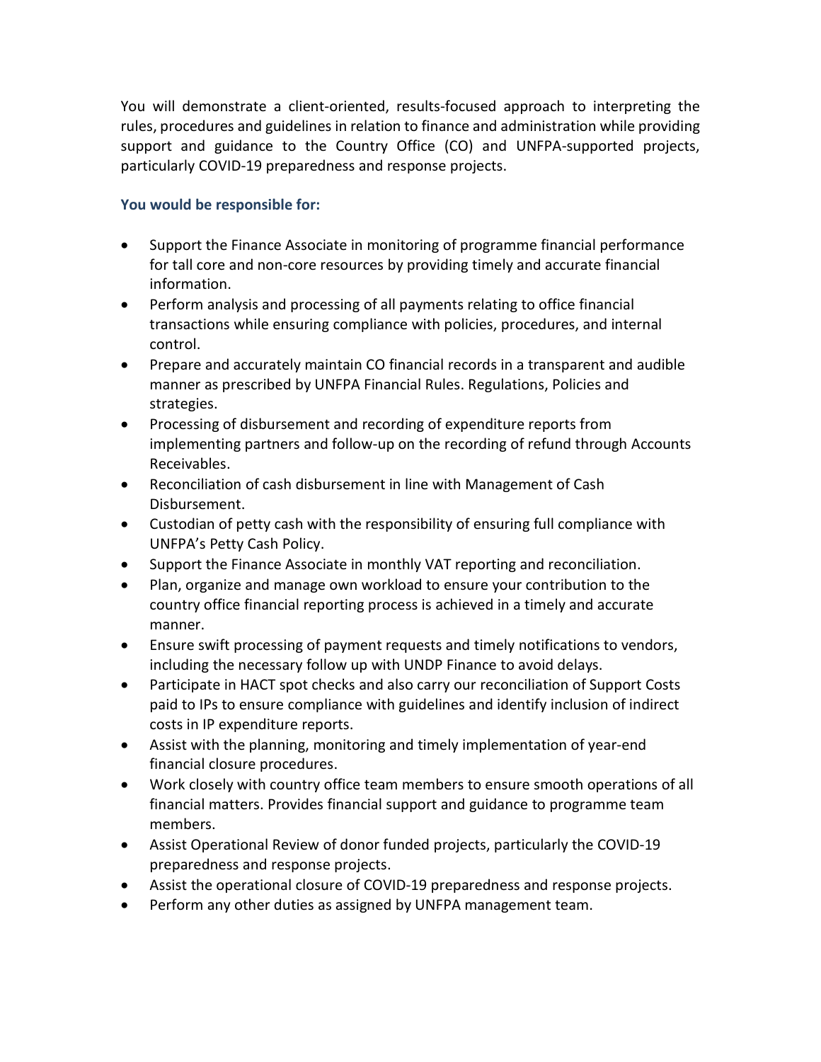You will demonstrate a client-oriented, results-focused approach to interpreting the rules, procedures and guidelines in relation to finance and administration while providing support and guidance to the Country Office (CO) and UNFPA-supported projects, particularly COVID-19 preparedness and response projects.

### You would be responsible for:

- Support the Finance Associate in monitoring of programme financial performance for tall core and non-core resources by providing timely and accurate financial information.
- Perform analysis and processing of all payments relating to office financial transactions while ensuring compliance with policies, procedures, and internal control.
- Prepare and accurately maintain CO financial records in a transparent and audible manner as prescribed by UNFPA Financial Rules. Regulations, Policies and strategies.
- Processing of disbursement and recording of expenditure reports from implementing partners and follow-up on the recording of refund through Accounts Receivables.
- Reconciliation of cash disbursement in line with Management of Cash Disbursement.
- Custodian of petty cash with the responsibility of ensuring full compliance with UNFPA's Petty Cash Policy.
- Support the Finance Associate in monthly VAT reporting and reconciliation.
- Plan, organize and manage own workload to ensure your contribution to the country office financial reporting process is achieved in a timely and accurate manner.
- Ensure swift processing of payment requests and timely notifications to vendors, including the necessary follow up with UNDP Finance to avoid delays.
- Participate in HACT spot checks and also carry our reconciliation of Support Costs paid to IPs to ensure compliance with guidelines and identify inclusion of indirect costs in IP expenditure reports.
- Assist with the planning, monitoring and timely implementation of year-end financial closure procedures.
- Work closely with country office team members to ensure smooth operations of all financial matters. Provides financial support and guidance to programme team members.
- Assist Operational Review of donor funded projects, particularly the COVID-19 preparedness and response projects.
- Assist the operational closure of COVID-19 preparedness and response projects.
- Perform any other duties as assigned by UNFPA management team.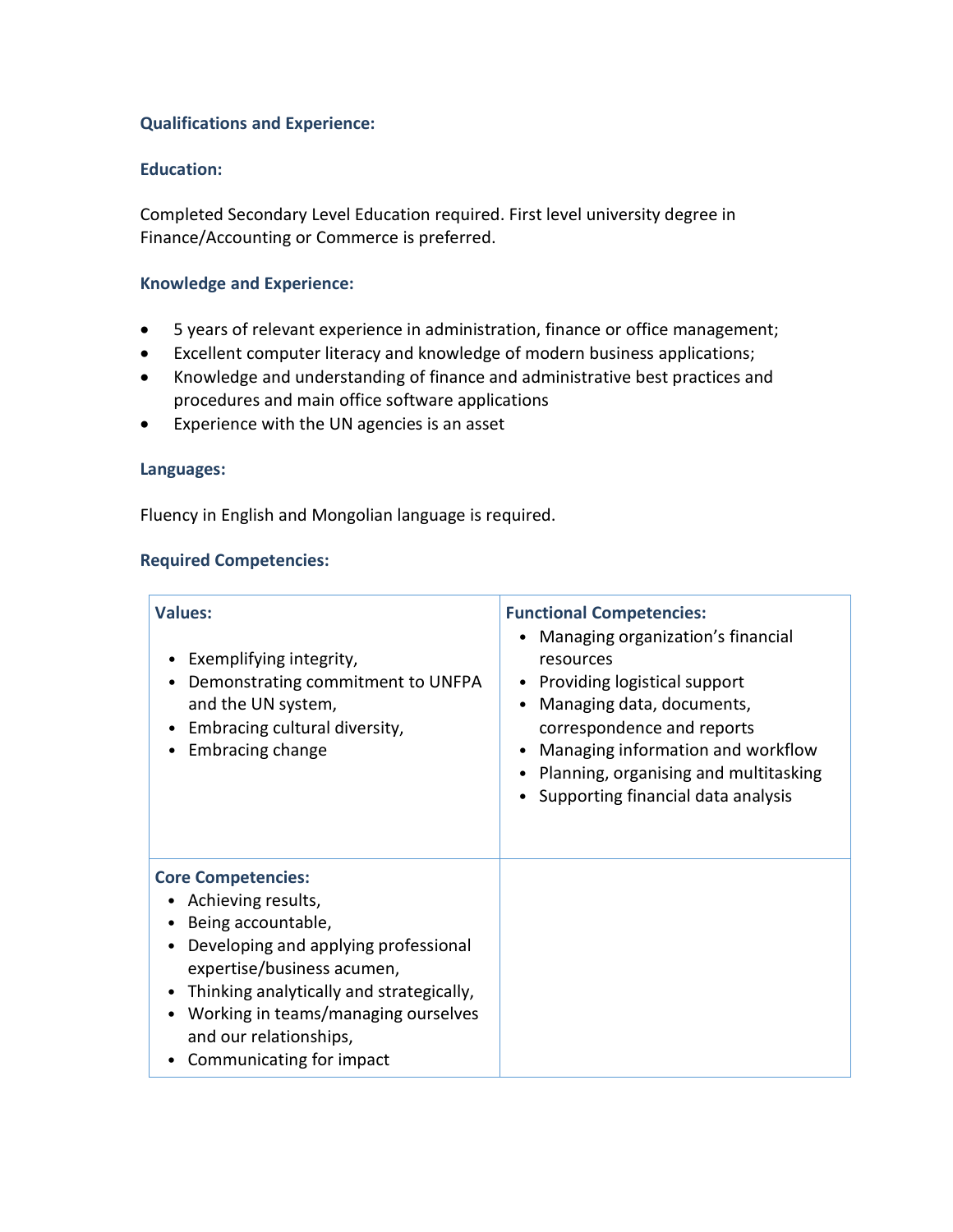### Qualifications and Experience:

### Education:

Completed Secondary Level Education required. First level university degree in Finance/Accounting or Commerce is preferred.

### Knowledge and Experience:

- 5 years of relevant experience in administration, finance or office management;
- Excellent computer literacy and knowledge of modern business applications;
- Knowledge and understanding of finance and administrative best practices and procedures and main office software applications
- Experience with the UN agencies is an asset

### Languages:

Fluency in English and Mongolian language is required.

### Required Competencies:

| **Values:**<br><br>• Exemplifying integrity,<br>• Demonstrating commitment to UNFPA and the UN system,<br>• Embracing cultural diversity,<br>• Embracing change | **Functional Competencies:**<br>• Managing organization's financial resources<br>• Providing logistical support<br>• Managing data, documents, correspondence and reports<br>• Managing information and workflow<br>• Planning, organising and multitasking<br>• Supporting financial data analysis |
|---|---|
| **Core Competencies:**<br>• Achieving results,<br>• Being accountable,<br>• Developing and applying professional expertise/business acumen,<br>• Thinking analytically and strategically,<br>• Working in teams/managing ourselves and our relationships,<br>• Communicating for impact | |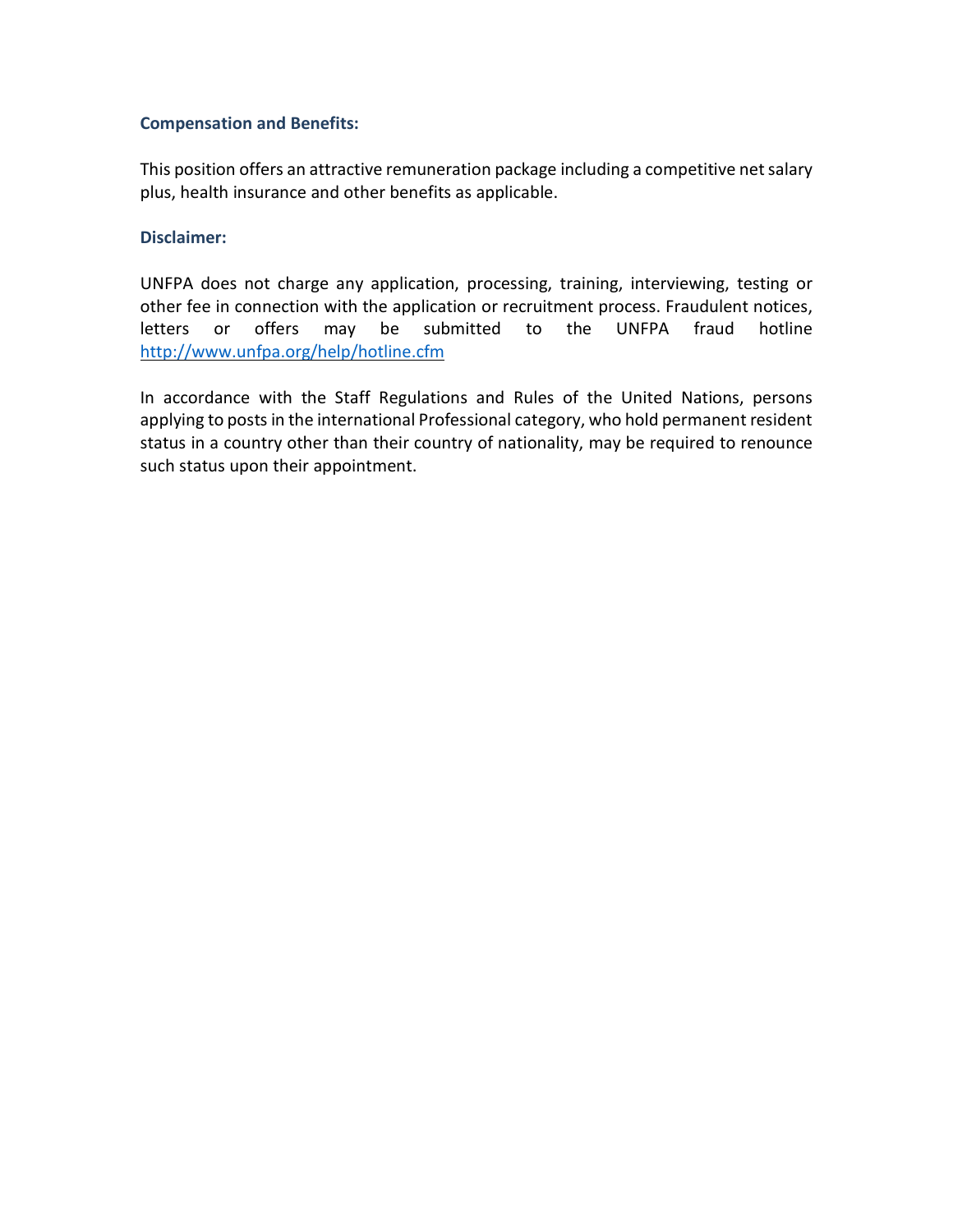**Compensation and Benefits:**

This position offers an attractive remuneration package including a competitive net salary plus, health insurance and other benefits as applicable.

**Disclaimer:**

UNFPA does not charge any application, processing, training, interviewing, testing or other fee in connection with the application or recruitment process. Fraudulent notices, letters or offers may be submitted to the UNFPA fraud hotline [http://www.unfpa.org/help/hotline.cfm](http://www.unfpa.org/help/hotline.cfm)

In accordance with the Staff Regulations and Rules of the United Nations, persons applying to posts in the international Professional category, who hold permanent resident status in a country other than their country of nationality, may be required to renounce such status upon their appointment.